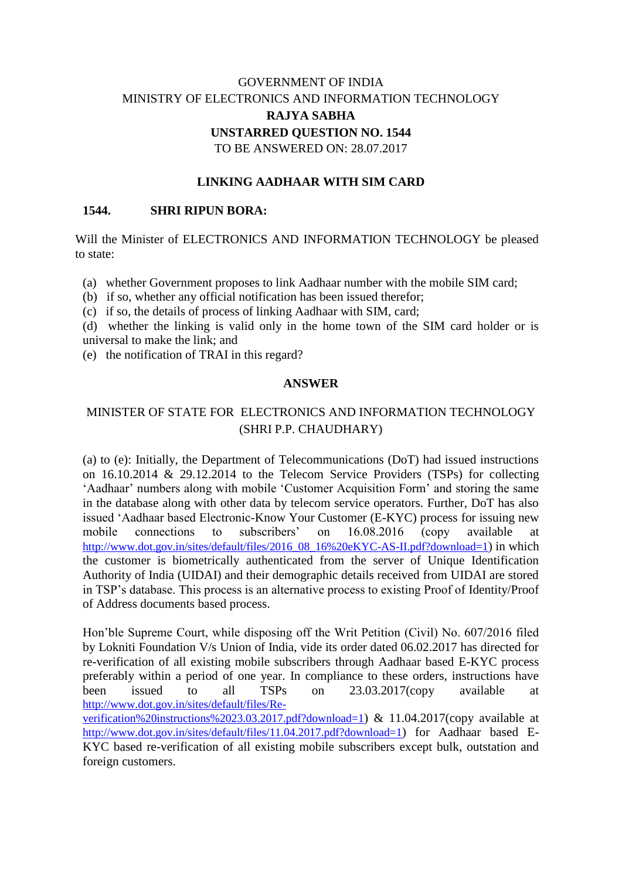GOVERNMENT OF INDIA

MINISTRY OF ELECTRONICS AND INFORMATION TECHNOLOGY

**RAJYA SABHA**

**UNSTARRED QUESTION NO. 1544**

TO BE ANSWERED ON: 28.07.2017

**LINKING AADHAAR WITH SIM CARD**

**1544. SHRI RIPUN BORA:**

Will the Minister of ELECTRONICS AND INFORMATION TECHNOLOGY be pleased to state:

(a) whether Government proposes to link Aadhaar number with the mobile SIM card;
(b) if so, whether any official notification has been issued therefor;
(c) if so, the details of process of linking Aadhaar with SIM, card;
(d) whether the linking is valid only in the home town of the SIM card holder or is universal to make the link; and
(e) the notification of TRAI in this regard?

**ANSWER**

MINISTER OF STATE FOR ELECTRONICS AND INFORMATION TECHNOLOGY
(SHRI P.P. CHAUDHARY)

(a) to (e): Initially, the Department of Telecommunications (DoT) had issued instructions on 16.10.2014 & 29.12.2014 to the Telecom Service Providers (TSPs) for collecting 'Aadhaar' numbers along with mobile 'Customer Acquisition Form' and storing the same in the database along with other data by telecom service operators. Further, DoT has also issued 'Aadhaar based Electronic-Know Your Customer (E-KYC) process for issuing new mobile connections to subscribers' on 16.08.2016 (copy available at http://www.dot.gov.in/sites/default/files/2016_08_16%20eKYC-AS-II.pdf?download=1) in which the customer is biometrically authenticated from the server of Unique Identification Authority of India (UIDAI) and their demographic details received from UIDAI are stored in TSP's database. This process is an alternative process to existing Proof of Identity/Proof of Address documents based process.

Hon'ble Supreme Court, while disposing off the Writ Petition (Civil) No. 607/2016 filed by Lokniti Foundation V/s Union of India, vide its order dated 06.02.2017 has directed for re-verification of all existing mobile subscribers through Aadhaar based E-KYC process preferably within a period of one year. In compliance to these orders, instructions have been issued to all TSPs on 23.03.2017(copy available at http://www.dot.gov.in/sites/default/files/Re-verification%20instructions%2023.03.2017.pdf?download=1) & 11.04.2017(copy available at http://www.dot.gov.in/sites/default/files/11.04.2017.pdf?download=1) for Aadhaar based E-KYC based re-verification of all existing mobile subscribers except bulk, outstation and foreign customers.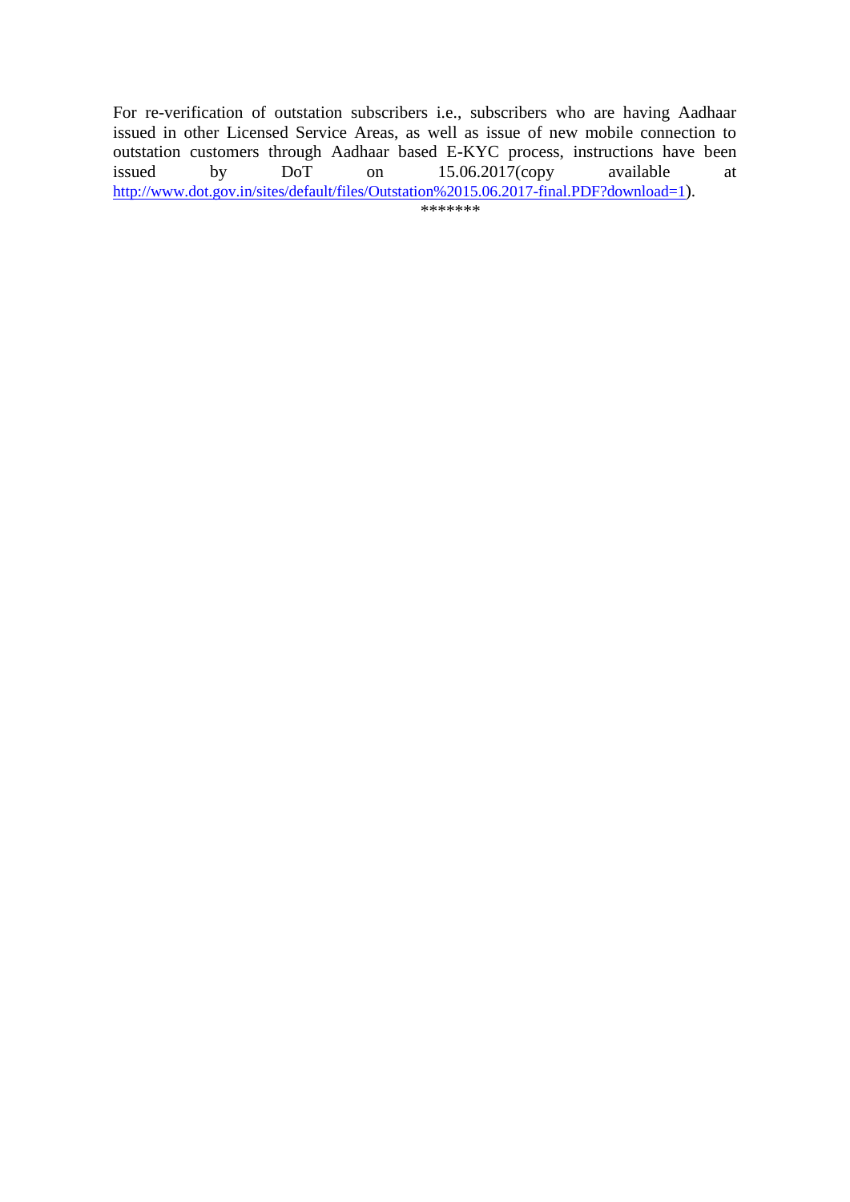For re-verification of outstation subscribers i.e., subscribers who are having Aadhaar issued in other Licensed Service Areas, as well as issue of new mobile connection to outstation customers through Aadhaar based E-KYC process, instructions have been issued by DoT on 15.06.2017(copy available at http://www.dot.gov.in/sites/default/files/Outstation%2015.06.2017-final.PDF?download=1).

*******